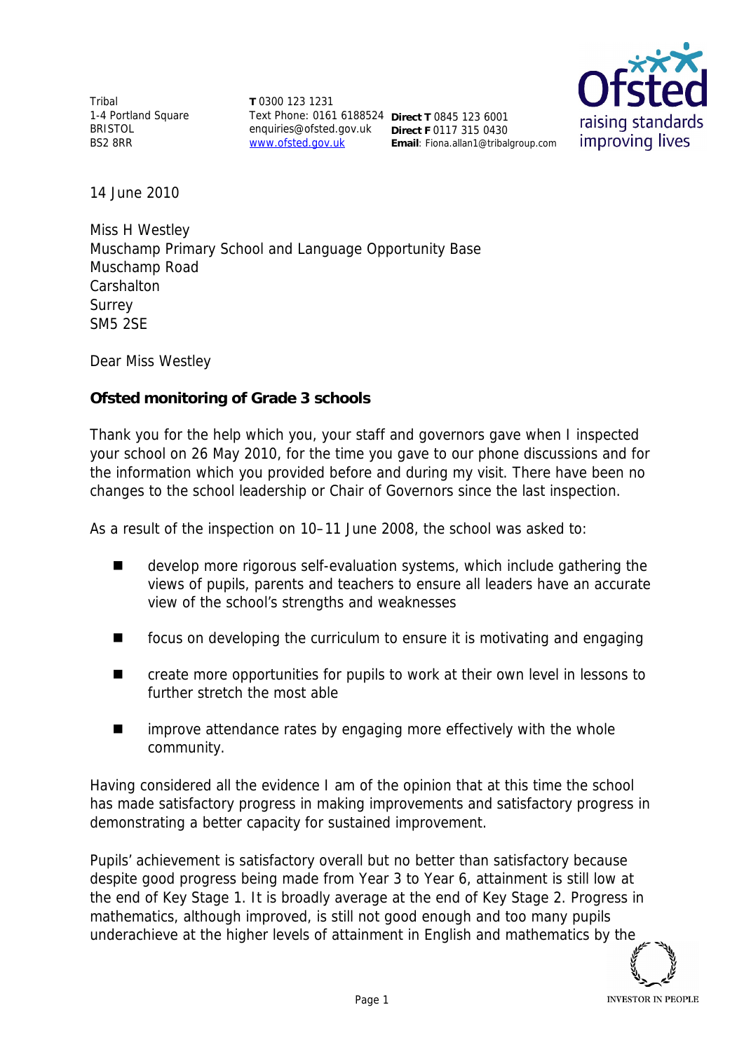Tribal
1-4 Portland Square
BRISTOL
BS2 8RR

**T** 0300 123 1231
Text Phone: 0161 6188524
enquiries@ofsted.gov.uk
www.ofsted.gov.uk

**Direct T** 0845 123 6001
**Direct F** 0117 315 0430
**Email**: Fiona.allan1@tribalgroup.com

14 June 2010

Miss H Westley
Muschamp Primary School and Language Opportunity Base
Muschamp Road
Carshalton
Surrey
SM5 2SE

Dear Miss Westley

**Ofsted monitoring of Grade 3 schools**

Thank you for the help which you, your staff and governors gave when I inspected your school on 26 May 2010, for the time you gave to our phone discussions and for the information which you provided before and during my visit. There have been no changes to the school leadership or Chair of Governors since the last inspection.

As a result of the inspection on 10–11 June 2008, the school was asked to:

- develop more rigorous self-evaluation systems, which include gathering the views of pupils, parents and teachers to ensure all leaders have an accurate view of the school's strengths and weaknesses
- focus on developing the curriculum to ensure it is motivating and engaging
- create more opportunities for pupils to work at their own level in lessons to further stretch the most able
- improve attendance rates by engaging more effectively with the whole community.

Having considered all the evidence I am of the opinion that at this time the school has made satisfactory progress in making improvements and satisfactory progress in demonstrating a better capacity for sustained improvement.

Pupils' achievement is satisfactory overall but no better than satisfactory because despite good progress being made from Year 3 to Year 6, attainment is still low at the end of Key Stage 1. It is broadly average at the end of Key Stage 2. Progress in mathematics, although improved, is still not good enough and too many pupils underachieve at the higher levels of attainment in English and mathematics by the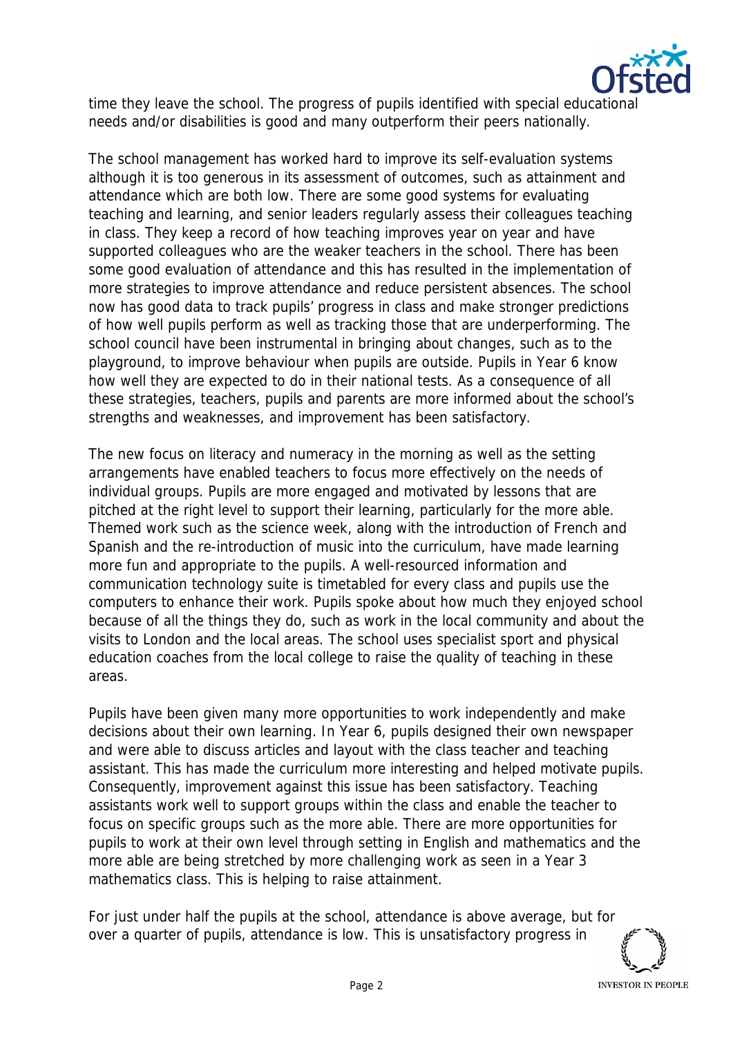time they leave the school. The progress of pupils identified with special educational needs and/or disabilities is good and many outperform their peers nationally.

The school management has worked hard to improve its self-evaluation systems although it is too generous in its assessment of outcomes, such as attainment and attendance which are both low. There are some good systems for evaluating teaching and learning, and senior leaders regularly assess their colleagues teaching in class. They keep a record of how teaching improves year on year and have supported colleagues who are the weaker teachers in the school. There has been some good evaluation of attendance and this has resulted in the implementation of more strategies to improve attendance and reduce persistent absences. The school now has good data to track pupils' progress in class and make stronger predictions of how well pupils perform as well as tracking those that are underperforming. The school council have been instrumental in bringing about changes, such as to the playground, to improve behaviour when pupils are outside. Pupils in Year 6 know how well they are expected to do in their national tests. As a consequence of all these strategies, teachers, pupils and parents are more informed about the school's strengths and weaknesses, and improvement has been satisfactory.

The new focus on literacy and numeracy in the morning as well as the setting arrangements have enabled teachers to focus more effectively on the needs of individual groups. Pupils are more engaged and motivated by lessons that are pitched at the right level to support their learning, particularly for the more able. Themed work such as the science week, along with the introduction of French and Spanish and the re-introduction of music into the curriculum, have made learning more fun and appropriate to the pupils. A well-resourced information and communication technology suite is timetabled for every class and pupils use the computers to enhance their work. Pupils spoke about how much they enjoyed school because of all the things they do, such as work in the local community and about the visits to London and the local areas. The school uses specialist sport and physical education coaches from the local college to raise the quality of teaching in these areas.

Pupils have been given many more opportunities to work independently and make decisions about their own learning. In Year 6, pupils designed their own newspaper and were able to discuss articles and layout with the class teacher and teaching assistant. This has made the curriculum more interesting and helped motivate pupils. Consequently, improvement against this issue has been satisfactory. Teaching assistants work well to support groups within the class and enable the teacher to focus on specific groups such as the more able. There are more opportunities for pupils to work at their own level through setting in English and mathematics and the more able are being stretched by more challenging work as seen in a Year 3 mathematics class. This is helping to raise attainment.

For just under half the pupils at the school, attendance is above average, but for over a quarter of pupils, attendance is low. This is unsatisfactory progress in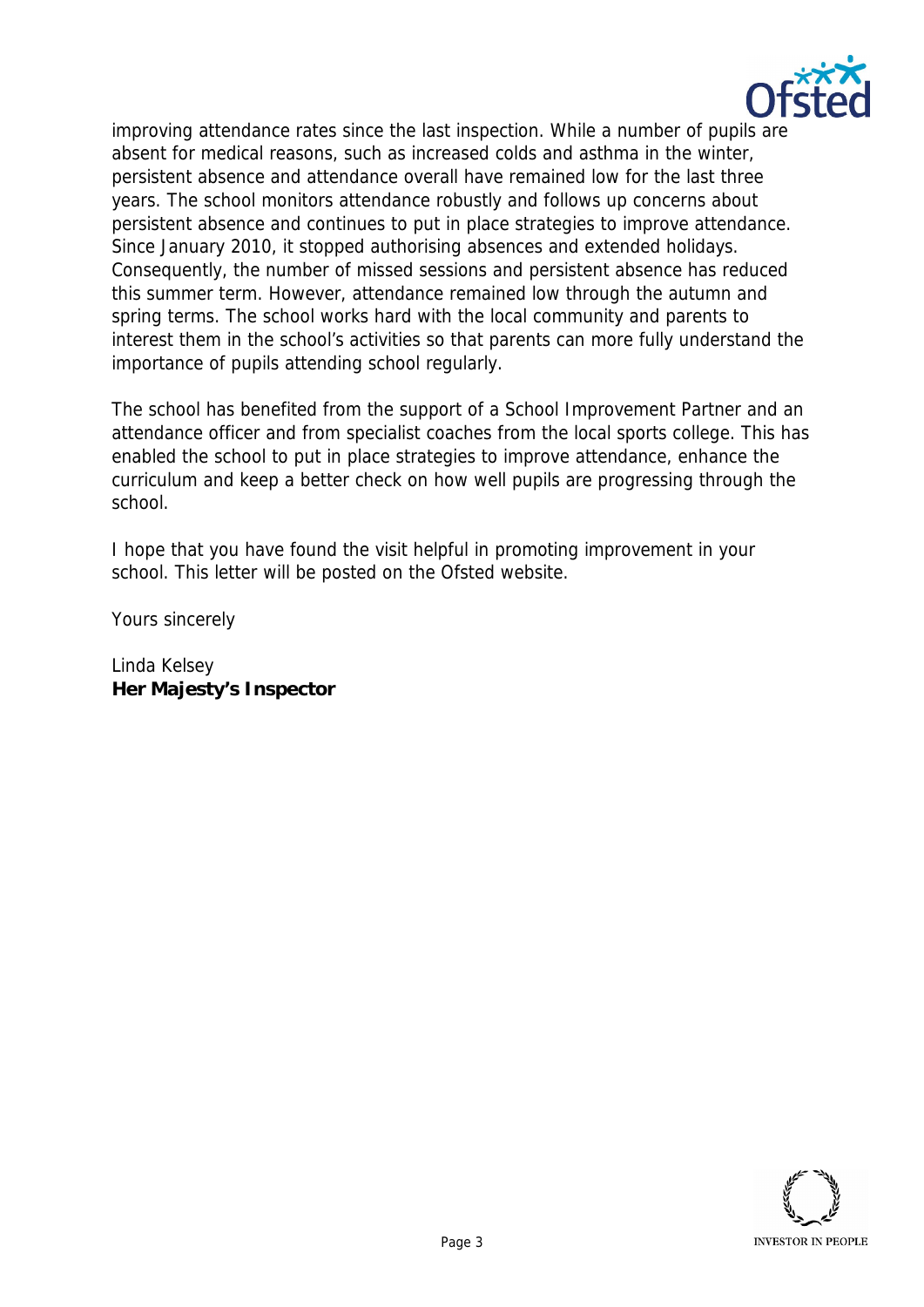improving attendance rates since the last inspection. While a number of pupils are absent for medical reasons, such as increased colds and asthma in the winter, persistent absence and attendance overall have remained low for the last three years. The school monitors attendance robustly and follows up concerns about persistent absence and continues to put in place strategies to improve attendance. Since January 2010, it stopped authorising absences and extended holidays. Consequently, the number of missed sessions and persistent absence has reduced this summer term. However, attendance remained low through the autumn and spring terms. The school works hard with the local community and parents to interest them in the school's activities so that parents can more fully understand the importance of pupils attending school regularly.

The school has benefited from the support of a School Improvement Partner and an attendance officer and from specialist coaches from the local sports college. This has enabled the school to put in place strategies to improve attendance, enhance the curriculum and keep a better check on how well pupils are progressing through the school.

I hope that you have found the visit helpful in promoting improvement in your school. This letter will be posted on the Ofsted website.

Yours sincerely

Linda Kelsey
**Her Majesty's Inspector**